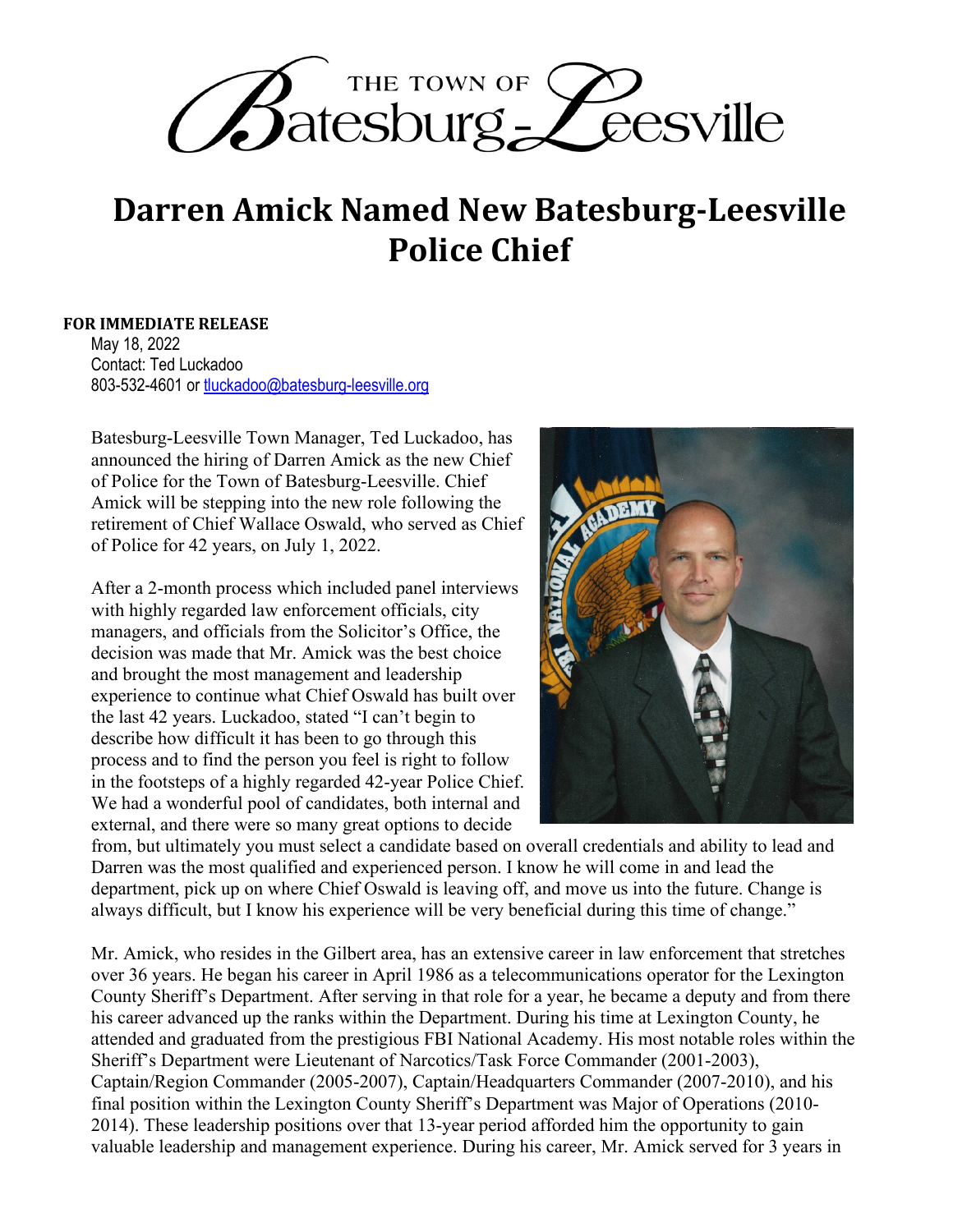THE TOWN OF Batesburg-Leesville

# Darren Amick Named New Batesburg-Leesville Police Chief

**FOR IMMEDIATE RELEASE**

May 18, 2022
Contact: Ted Luckadoo
803-532-4601 or tluckadoo@batesburg-leesville.org

Batesburg-Leesville Town Manager, Ted Luckadoo, has announced the hiring of Darren Amick as the new Chief of Police for the Town of Batesburg-Leesville. Chief Amick will be stepping into the new role following the retirement of Chief Wallace Oswald, who served as Chief of Police for 42 years, on July 1, 2022.

After a 2-month process which included panel interviews with highly regarded law enforcement officials, city managers, and officials from the Solicitor's Office, the decision was made that Mr. Amick was the best choice and brought the most management and leadership experience to continue what Chief Oswald has built over the last 42 years. Luckadoo, stated "I can't begin to describe how difficult it has been to go through this process and to find the person you feel is right to follow in the footsteps of a highly regarded 42-year Police Chief. We had a wonderful pool of candidates, both internal and external, and there were so many great options to decide from, but ultimately you must select a candidate based on overall credentials and ability to lead and Darren was the most qualified and experienced person. I know he will come in and lead the department, pick up on where Chief Oswald is leaving off, and move us into the future. Change is always difficult, but I know his experience will be very beneficial during this time of change."

Mr. Amick, who resides in the Gilbert area, has an extensive career in law enforcement that stretches over 36 years. He began his career in April 1986 as a telecommunications operator for the Lexington County Sheriff's Department. After serving in that role for a year, he became a deputy and from there his career advanced up the ranks within the Department. During his time at Lexington County, he attended and graduated from the prestigious FBI National Academy. His most notable roles within the Sheriff's Department were Lieutenant of Narcotics/Task Force Commander (2001-2003), Captain/Region Commander (2005-2007), Captain/Headquarters Commander (2007-2010), and his final position within the Lexington County Sheriff's Department was Major of Operations (2010-2014). These leadership positions over that 13-year period afforded him the opportunity to gain valuable leadership and management experience. During his career, Mr. Amick served for 3 years in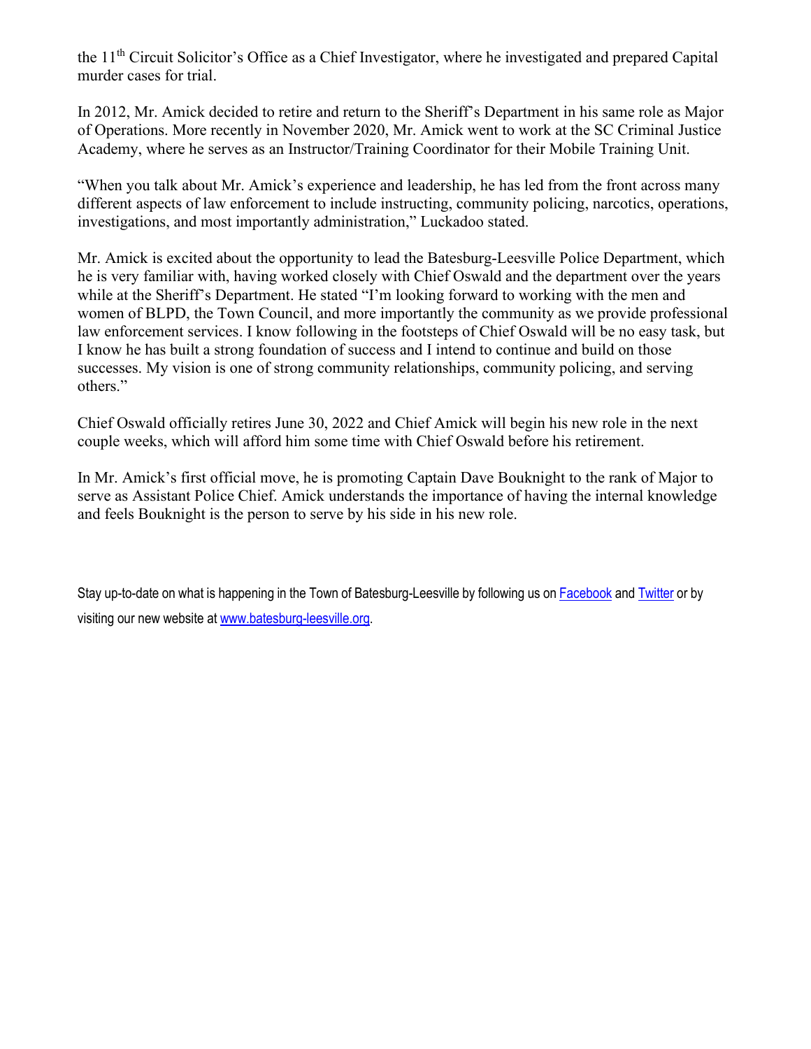the 11th Circuit Solicitor's Office as a Chief Investigator, where he investigated and prepared Capital murder cases for trial.

In 2012, Mr. Amick decided to retire and return to the Sheriff's Department in his same role as Major of Operations. More recently in November 2020, Mr. Amick went to work at the SC Criminal Justice Academy, where he serves as an Instructor/Training Coordinator for their Mobile Training Unit.

"When you talk about Mr. Amick's experience and leadership, he has led from the front across many different aspects of law enforcement to include instructing, community policing, narcotics, operations, investigations, and most importantly administration," Luckadoo stated.

Mr. Amick is excited about the opportunity to lead the Batesburg-Leesville Police Department, which he is very familiar with, having worked closely with Chief Oswald and the department over the years while at the Sheriff's Department. He stated "I'm looking forward to working with the men and women of BLPD, the Town Council, and more importantly the community as we provide professional law enforcement services. I know following in the footsteps of Chief Oswald will be no easy task, but I know he has built a strong foundation of success and I intend to continue and build on those successes. My vision is one of strong community relationships, community policing, and serving others."

Chief Oswald officially retires June 30, 2022 and Chief Amick will begin his new role in the next couple weeks, which will afford him some time with Chief Oswald before his retirement.

In Mr. Amick's first official move, he is promoting Captain Dave Bouknight to the rank of Major to serve as Assistant Police Chief. Amick understands the importance of having the internal knowledge and feels Bouknight is the person to serve by his side in his new role.

Stay up-to-date on what is happening in the Town of Batesburg-Leesville by following us on Facebook and Twitter or by visiting our new website at www.batesburg-leesville.org.